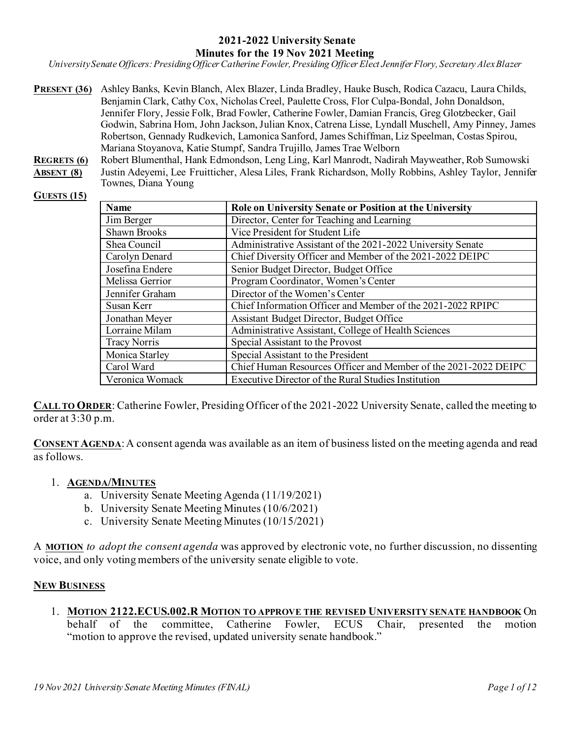# 2021-2022 University Senate
## Minutes for the 19 Nov 2021 Meeting

*University Senate Officers: Presiding Officer Catherine Fowler, Presiding Officer Elect Jennifer Flory, Secretary Alex Blazer*

**PRESENT (36)** Ashley Banks, Kevin Blanch, Alex Blazer, Linda Bradley, Hauke Busch, Rodica Cazacu, Laura Childs, Benjamin Clark, Cathy Cox, Nicholas Creel, Paulette Cross, Flor Culpa-Bondal, John Donaldson, Jennifer Flory, Jessie Folk, Brad Fowler, Catherine Fowler, Damian Francis, Greg Glotzbecker, Gail Godwin, Sabrina Hom, John Jackson, Julian Knox, Catrena Lisse, Lyndall Muschell, Amy Pinney, James Robertson, Gennady Rudkevich, Lamonica Sanford, James Schiffman, Liz Speelman, Costas Spirou, Mariana Stoyanova, Katie Stumpf, Sandra Trujillo, James Trae Welborn

**REGRETS (6)** Robert Blumenthal, Hank Edmondson, Leng Ling, Karl Manrodt, Nadirah Mayweather, Rob Sumowski

**ABSENT (8)** Justin Adeyemi, Lee Fruitticher, Alesa Liles, Frank Richardson, Molly Robbins, Ashley Taylor, Jennifer Townes, Diana Young

**GUESTS (15)**

| Name | Role on University Senate or Position at the University |
|---|---|
| Jim Berger | Director, Center for Teaching and Learning |
| Shawn Brooks | Vice President for Student Life |
| Shea Council | Administrative Assistant of the 2021-2022 University Senate |
| Carolyn Denard | Chief Diversity Officer and Member of the 2021-2022 DEIPC |
| Josefina Endere | Senior Budget Director, Budget Office |
| Melissa Gerrior | Program Coordinator, Women's Center |
| Jennifer Graham | Director of the Women's Center |
| Susan Kerr | Chief Information Officer and Member of the 2021-2022 RPIPC |
| Jonathan Meyer | Assistant Budget Director, Budget Office |
| Lorraine Milam | Administrative Assistant, College of Health Sciences |
| Tracy Norris | Special Assistant to the Provost |
| Monica Starley | Special Assistant to the President |
| Carol Ward | Chief Human Resources Officer and Member of the 2021-2022 DEIPC |
| Veronica Womack | Executive Director of the Rural Studies Institution |

**CALL TO ORDER**: Catherine Fowler, Presiding Officer of the 2021-2022 University Senate, called the meeting to order at 3:30 p.m.

**CONSENT AGENDA**: A consent agenda was available as an item of business listed on the meeting agenda and read as follows.

1. **AGENDA/MINUTES**
   a. University Senate Meeting Agenda (11/19/2021)
   b. University Senate Meeting Minutes (10/6/2021)
   c. University Senate Meeting Minutes (10/15/2021)

A **MOTION** *to adopt the consent agenda* was approved by electronic vote, no further discussion, no dissenting voice, and only voting members of the university senate eligible to vote.

**NEW BUSINESS**

1. **MOTION 2122.ECUS.002.R MOTION TO APPROVE THE REVISED UNIVERSITY SENATE HANDBOOK** On behalf of the committee, Catherine Fowler, ECUS Chair, presented the motion "motion to approve the revised, updated university senate handbook."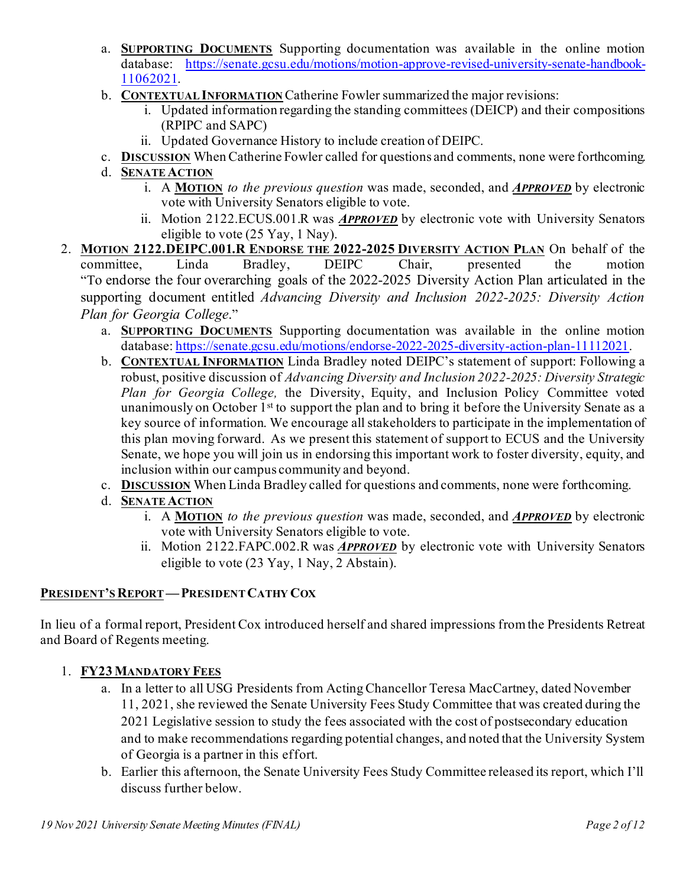a. **SUPPORTING DOCUMENTS** Supporting documentation was available in the online motion database: https://senate.gcsu.edu/motions/motion-approve-revised-university-senate-handbook-11062021.
b. **CONTEXTUAL INFORMATION** Catherine Fowler summarized the major revisions:
   i. Updated information regarding the standing committees (DEICP) and their compositions (RPIPC and SAPC)
   ii. Updated Governance History to include creation of DEIPC.
c. **DISCUSSION** When Catherine Fowler called for questions and comments, none were forthcoming.
d. **SENATE ACTION**
   i. A **MOTION** *to the previous question* was made, seconded, and ***APPROVED*** by electronic vote with University Senators eligible to vote.
   ii. Motion 2122.ECUS.001.R was ***APPROVED*** by electronic vote with University Senators eligible to vote (25 Yay, 1 Nay).

2. **MOTION 2122.DEIPC.001.R ENDORSE THE 2022-2025 DIVERSITY ACTION PLAN** On behalf of the committee, Linda Bradley, DEIPC Chair, presented the motion "To endorse the four overarching goals of the 2022-2025 Diversity Action Plan articulated in the supporting document entitled *Advancing Diversity and Inclusion 2022-2025: Diversity Action Plan for Georgia College*."
   a. **SUPPORTING DOCUMENTS** Supporting documentation was available in the online motion database: https://senate.gcsu.edu/motions/endorse-2022-2025-diversity-action-plan-11112021.
   b. **CONTEXTUAL INFORMATION** Linda Bradley noted DEIPC's statement of support: Following a robust, positive discussion of *Advancing Diversity and Inclusion 2022-2025: Diversity Strategic Plan for Georgia College,* the Diversity, Equity, and Inclusion Policy Committee voted unanimously on October 1st to support the plan and to bring it before the University Senate as a key source of information. We encourage all stakeholders to participate in the implementation of this plan moving forward. As we present this statement of support to ECUS and the University Senate, we hope you will join us in endorsing this important work to foster diversity, equity, and inclusion within our campus community and beyond.
   c. **DISCUSSION** When Linda Bradley called for questions and comments, none were forthcoming.
   d. **SENATE ACTION**
      i. A **MOTION** *to the previous question* was made, seconded, and ***APPROVED*** by electronic vote with University Senators eligible to vote.
      ii. Motion 2122.FAPC.002.R was ***APPROVED*** by electronic vote with University Senators eligible to vote (23 Yay, 1 Nay, 2 Abstain).

## PRESIDENT'S REPORT — PRESIDENT CATHY COX

In lieu of a formal report, President Cox introduced herself and shared impressions from the Presidents Retreat and Board of Regents meeting.

1. **FY23 MANDATORY FEES**
   a. In a letter to all USG Presidents from Acting Chancellor Teresa MacCartney, dated November 11, 2021, she reviewed the Senate University Fees Study Committee that was created during the 2021 Legislative session to study the fees associated with the cost of postsecondary education and to make recommendations regarding potential changes, and noted that the University System of Georgia is a partner in this effort.
   b. Earlier this afternoon, the Senate University Fees Study Committee released its report, which I'll discuss further below.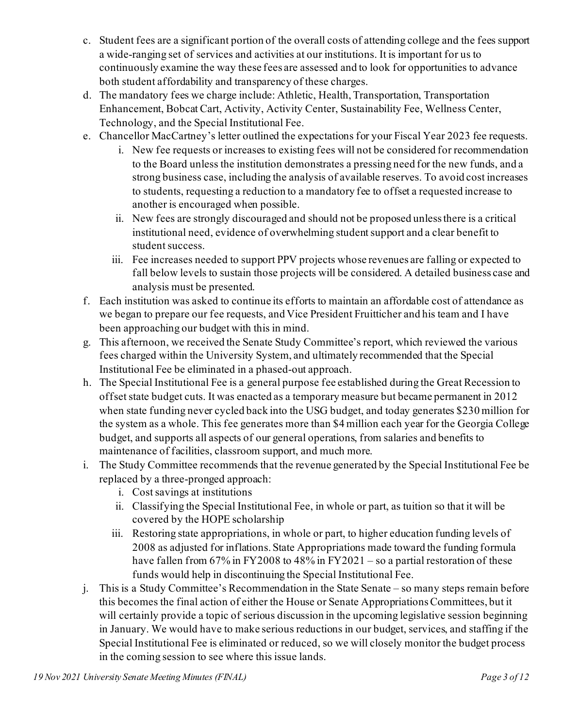c. Student fees are a significant portion of the overall costs of attending college and the fees support a wide-ranging set of services and activities at our institutions. It is important for us to continuously examine the way these fees are assessed and to look for opportunities to advance both student affordability and transparency of these charges.

d. The mandatory fees we charge include: Athletic, Health, Transportation, Transportation Enhancement, Bobcat Cart, Activity, Activity Center, Sustainability Fee, Wellness Center, Technology, and the Special Institutional Fee.

e. Chancellor MacCartney's letter outlined the expectations for your Fiscal Year 2023 fee requests.
   i. New fee requests or increases to existing fees will not be considered for recommendation to the Board unless the institution demonstrates a pressing need for the new funds, and a strong business case, including the analysis of available reserves. To avoid cost increases to students, requesting a reduction to a mandatory fee to offset a requested increase to another is encouraged when possible.
   ii. New fees are strongly discouraged and should not be proposed unless there is a critical institutional need, evidence of overwhelming student support and a clear benefit to student success.
   iii. Fee increases needed to support PPV projects whose revenues are falling or expected to fall below levels to sustain those projects will be considered. A detailed business case and analysis must be presented.

f. Each institution was asked to continue its efforts to maintain an affordable cost of attendance as we began to prepare our fee requests, and Vice President Fruitticher and his team and I have been approaching our budget with this in mind.

g. This afternoon, we received the Senate Study Committee's report, which reviewed the various fees charged within the University System, and ultimately recommended that the Special Institutional Fee be eliminated in a phased-out approach.

h. The Special Institutional Fee is a general purpose fee established during the Great Recession to offset state budget cuts. It was enacted as a temporary measure but became permanent in 2012 when state funding never cycled back into the USG budget, and today generates $230 million for the system as a whole. This fee generates more than $4 million each year for the Georgia College budget, and supports all aspects of our general operations, from salaries and benefits to maintenance of facilities, classroom support, and much more.

i. The Study Committee recommends that the revenue generated by the Special Institutional Fee be replaced by a three-pronged approach:
   i. Cost savings at institutions
   ii. Classifying the Special Institutional Fee, in whole or part, as tuition so that it will be covered by the HOPE scholarship
   iii. Restoring state appropriations, in whole or part, to higher education funding levels of 2008 as adjusted for inflations. State Appropriations made toward the funding formula have fallen from 67% in FY2008 to 48% in FY2021 – so a partial restoration of these funds would help in discontinuing the Special Institutional Fee.

j. This is a Study Committee's Recommendation in the State Senate – so many steps remain before this becomes the final action of either the House or Senate Appropriations Committees, but it will certainly provide a topic of serious discussion in the upcoming legislative session beginning in January. We would have to make serious reductions in our budget, services, and staffing if the Special Institutional Fee is eliminated or reduced, so we will closely monitor the budget process in the coming session to see where this issue lands.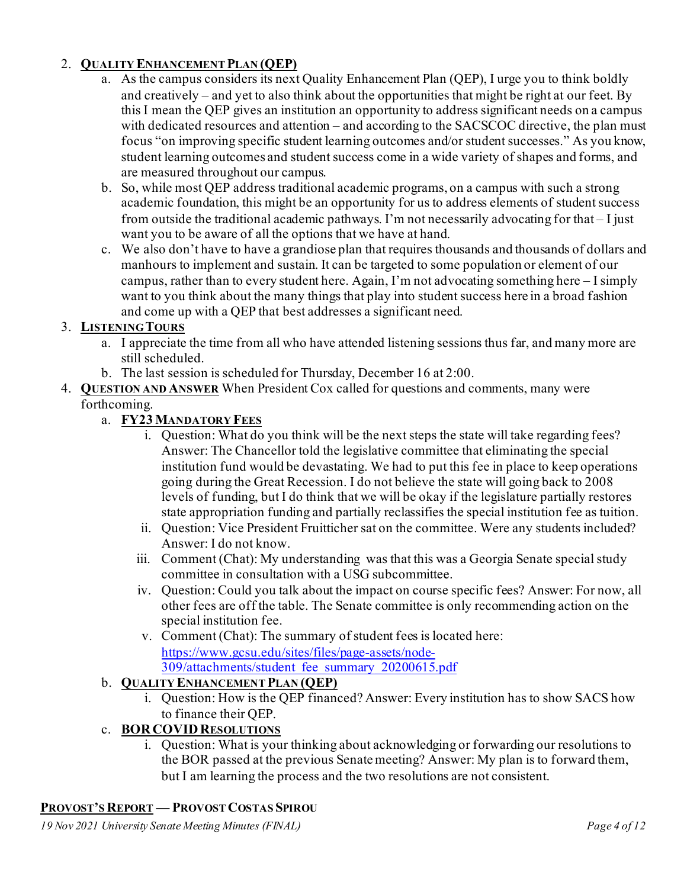2. **QUALITY ENHANCEMENT PLAN (QEP)**
    a. As the campus considers its next Quality Enhancement Plan (QEP), I urge you to think boldly and creatively – and yet to also think about the opportunities that might be right at our feet. By this I mean the QEP gives an institution an opportunity to address significant needs on a campus with dedicated resources and attention – and according to the SACSCOC directive, the plan must focus "on improving specific student learning outcomes and/or student successes." As you know, student learning outcomes and student success come in a wide variety of shapes and forms, and are measured throughout our campus.
    b. So, while most QEP address traditional academic programs, on a campus with such a strong academic foundation, this might be an opportunity for us to address elements of student success from outside the traditional academic pathways. I'm not necessarily advocating for that – I just want you to be aware of all the options that we have at hand.
    c. We also don't have to have a grandiose plan that requires thousands and thousands of dollars and manhours to implement and sustain. It can be targeted to some population or element of our campus, rather than to every student here. Again, I'm not advocating something here – I simply want to you think about the many things that play into student success here in a broad fashion and come up with a QEP that best addresses a significant need.
3. **LISTENING TOURS**
    a. I appreciate the time from all who have attended listening sessions thus far, and many more are still scheduled.
    b. The last session is scheduled for Thursday, December 16 at 2:00.
4. **QUESTION AND ANSWER** When President Cox called for questions and comments, many were forthcoming.
    a. **FY23 MANDATORY FEES**
        i. Question: What do you think will be the next steps the state will take regarding fees? Answer: The Chancellor told the legislative committee that eliminating the special institution fund would be devastating. We had to put this fee in place to keep operations going during the Great Recession. I do not believe the state will going back to 2008 levels of funding, but I do think that we will be okay if the legislature partially restores state appropriation funding and partially reclassifies the special institution fee as tuition.
        ii. Question: Vice President Fruitticher sat on the committee. Were any students included? Answer: I do not know.
        iii. Comment (Chat): My understanding was that this was a Georgia Senate special study committee in consultation with a USG subcommittee.
        iv. Question: Could you talk about the impact on course specific fees? Answer: For now, all other fees are off the table. The Senate committee is only recommending action on the special institution fee.
        v. Comment (Chat): The summary of student fees is located here: [https://www.gcsu.edu/sites/files/page-assets/node-309/attachments/student_fee_summary_20200615.pdf](https://www.gcsu.edu/sites/files/page-assets/node-309/attachments/student_fee_summary_20200615.pdf)
    b. **QUALITY ENHANCEMENT PLAN (QEP)**
        i. Question: How is the QEP financed? Answer: Every institution has to show SACS how to finance their QEP.
    c. **BOR COVID RESOLUTIONS**
        i. Question: What is your thinking about acknowledging or forwarding our resolutions to the BOR passed at the previous Senate meeting? Answer: My plan is to forward them, but I am learning the process and the two resolutions are not consistent.

**PROVOST'S REPORT — PROVOST COSTAS SPIROU**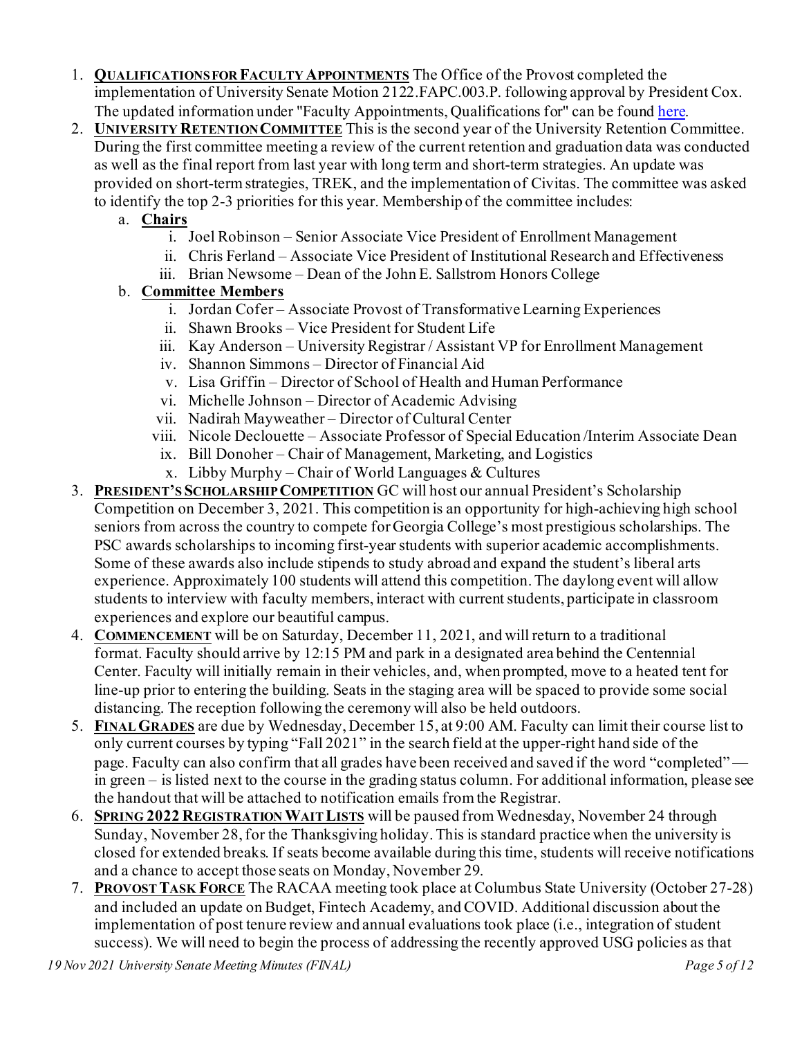1. **QUALIFICATIONS FOR FACULTY APPOINTMENTS** The Office of the Provost completed the implementation of University Senate Motion 2122.FAPC.003.P. following approval by President Cox. The updated information under "Faculty Appointments, Qualifications for" can be found here.
2. **UNIVERSITY RETENTION COMMITTEE** This is the second year of the University Retention Committee. During the first committee meeting a review of the current retention and graduation data was conducted as well as the final report from last year with long term and short-term strategies. An update was provided on short-term strategies, TREK, and the implementation of Civitas. The committee was asked to identify the top 2-3 priorities for this year. Membership of the committee includes:
   a. **Chairs**
      i. Joel Robinson – Senior Associate Vice President of Enrollment Management
      ii. Chris Ferland – Associate Vice President of Institutional Research and Effectiveness
      iii. Brian Newsome – Dean of the John E. Sallstrom Honors College
   b. **Committee Members**
      i. Jordan Cofer – Associate Provost of Transformative Learning Experiences
      ii. Shawn Brooks – Vice President for Student Life
      iii. Kay Anderson – University Registrar / Assistant VP for Enrollment Management
      iv. Shannon Simmons – Director of Financial Aid
      v. Lisa Griffin – Director of School of Health and Human Performance
      vi. Michelle Johnson – Director of Academic Advising
      vii. Nadirah Mayweather – Director of Cultural Center
      viii. Nicole Declouette – Associate Professor of Special Education /Interim Associate Dean
      ix. Bill Donoher – Chair of Management, Marketing, and Logistics
      x. Libby Murphy – Chair of World Languages & Cultures
3. **PRESIDENT'S SCHOLARSHIP COMPETITION** GC will host our annual President's Scholarship Competition on December 3, 2021. This competition is an opportunity for high-achieving high school seniors from across the country to compete for Georgia College's most prestigious scholarships. The PSC awards scholarships to incoming first-year students with superior academic accomplishments. Some of these awards also include stipends to study abroad and expand the student's liberal arts experience. Approximately 100 students will attend this competition. The daylong event will allow students to interview with faculty members, interact with current students, participate in classroom experiences and explore our beautiful campus.
4. **COMMENCEMENT** will be on Saturday, December 11, 2021, and will return to a traditional format. Faculty should arrive by 12:15 PM and park in a designated area behind the Centennial Center. Faculty will initially remain in their vehicles, and, when prompted, move to a heated tent for line-up prior to entering the building. Seats in the staging area will be spaced to provide some social distancing. The reception following the ceremony will also be held outdoors.
5. **FINAL GRADES** are due by Wednesday, December 15, at 9:00 AM. Faculty can limit their course list to only current courses by typing "Fall 2021" in the search field at the upper-right hand side of the page. Faculty can also confirm that all grades have been received and saved if the word "completed" — in green – is listed next to the course in the grading status column. For additional information, please see the handout that will be attached to notification emails from the Registrar.
6. **SPRING 2022 REGISTRATION WAIT LISTS** will be paused from Wednesday, November 24 through Sunday, November 28, for the Thanksgiving holiday. This is standard practice when the university is closed for extended breaks. If seats become available during this time, students will receive notifications and a chance to accept those seats on Monday, November 29.
7. **PROVOST TASK FORCE** The RACAA meeting took place at Columbus State University (October 27-28) and included an update on Budget, Fintech Academy, and COVID. Additional discussion about the implementation of post tenure review and annual evaluations took place (i.e., integration of student success). We will need to begin the process of addressing the recently approved USG policies as that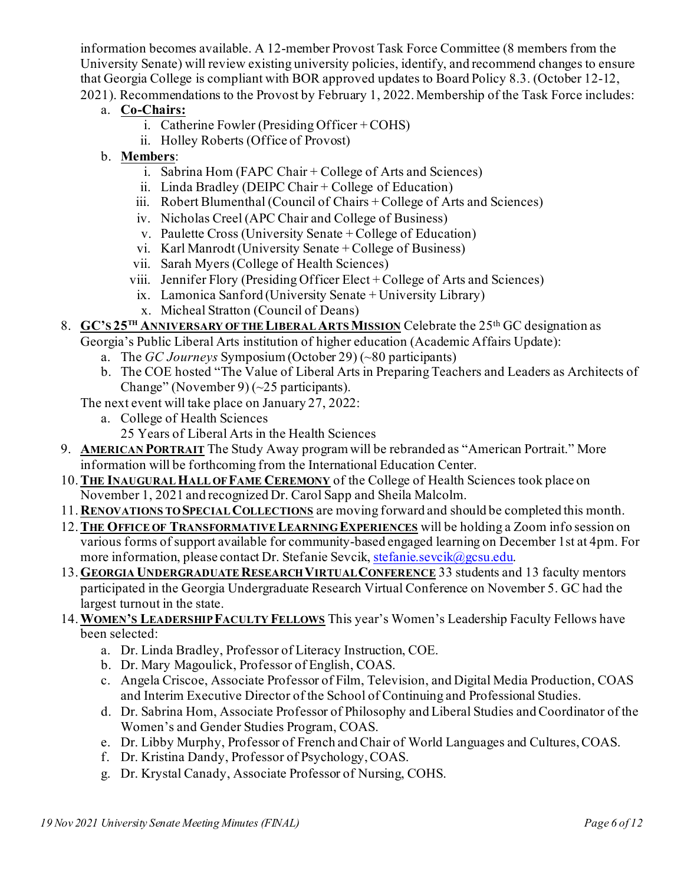information becomes available. A 12-member Provost Task Force Committee (8 members from the University Senate) will review existing university policies, identify, and recommend changes to ensure that Georgia College is compliant with BOR approved updates to Board Policy 8.3. (October 12-12, 2021). Recommendations to the Provost by February 1, 2022. Membership of the Task Force includes:

   a. **Co-Chairs:**
      i. Catherine Fowler (Presiding Officer + COHS)
      ii. Holley Roberts (Office of Provost)
   b. **Members**:
      i. Sabrina Hom (FAPC Chair + College of Arts and Sciences)
      ii. Linda Bradley (DEIPC Chair + College of Education)
      iii. Robert Blumenthal (Council of Chairs + College of Arts and Sciences)
      iv. Nicholas Creel (APC Chair and College of Business)
      v. Paulette Cross (University Senate + College of Education)
      vi. Karl Manrodt (University Senate + College of Business)
      vii. Sarah Myers (College of Health Sciences)
      viii. Jennifer Flory (Presiding Officer Elect + College of Arts and Sciences)
      ix. Lamonica Sanford (University Senate + University Library)
      x. Micheal Stratton (Council of Deans)

8. **GC's 25TH Anniversary of the Liberal Arts Mission** Celebrate the 25th GC designation as Georgia's Public Liberal Arts institution of higher education (Academic Affairs Update):
   a. The *GC Journeys* Symposium (October 29) (~80 participants)
   b. The COE hosted "The Value of Liberal Arts in Preparing Teachers and Leaders as Architects of Change" (November 9) (~25 participants).

   The next event will take place on January 27, 2022:
   a. College of Health Sciences
      25 Years of Liberal Arts in the Health Sciences
9. **American Portrait** The Study Away program will be rebranded as "American Portrait." More information will be forthcoming from the International Education Center.
10. **The Inaugural Hall of Fame Ceremony** of the College of Health Sciences took place on November 1, 2021 and recognized Dr. Carol Sapp and Sheila Malcolm.
11. **Renovations to Special Collections** are moving forward and should be completed this month.
12. **The Office of Transformative Learning Experiences** will be holding a Zoom info session on various forms of support available for community-based engaged learning on December 1st at 4pm. For more information, please contact Dr. Stefanie Sevcik, stefanie.sevcik@gcsu.edu.
13. **Georgia Undergraduate Research Virtual Conference** 33 students and 13 faculty mentors participated in the Georgia Undergraduate Research Virtual Conference on November 5. GC had the largest turnout in the state.
14. **Women's Leadership Faculty Fellows** This year's Women's Leadership Faculty Fellows have been selected:
    a. Dr. Linda Bradley, Professor of Literacy Instruction, COE.
    b. Dr. Mary Magoulick, Professor of English, COAS.
    c. Angela Criscoe, Associate Professor of Film, Television, and Digital Media Production, COAS and Interim Executive Director of the School of Continuing and Professional Studies.
    d. Dr. Sabrina Hom, Associate Professor of Philosophy and Liberal Studies and Coordinator of the Women's and Gender Studies Program, COAS.
    e. Dr. Libby Murphy, Professor of French and Chair of World Languages and Cultures, COAS.
    f. Dr. Kristina Dandy, Professor of Psychology, COAS.
    g. Dr. Krystal Canady, Associate Professor of Nursing, COHS.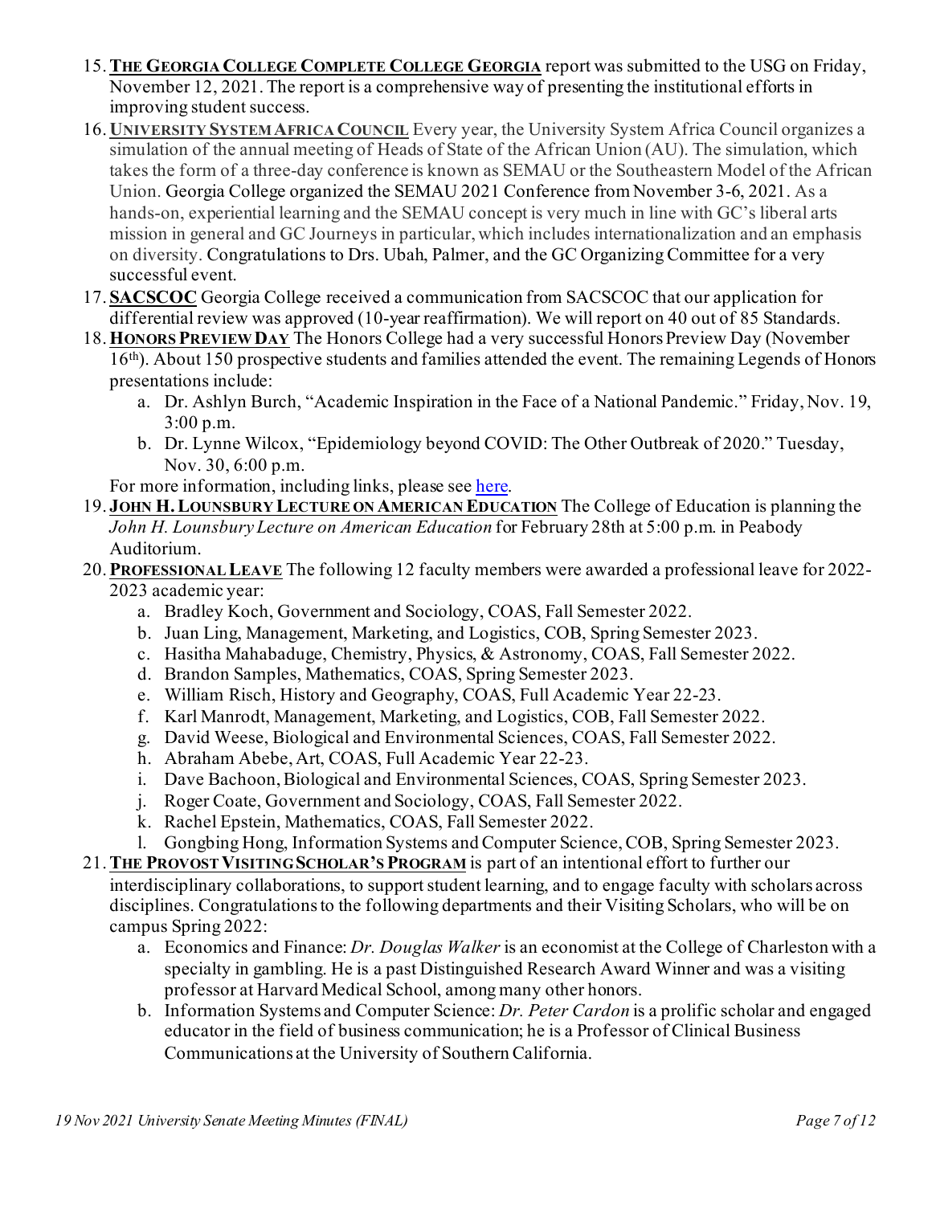15. **THE GEORGIA COLLEGE COMPLETE COLLEGE GEORGIA** report was submitted to the USG on Friday, November 12, 2021. The report is a comprehensive way of presenting the institutional efforts in improving student success.
16. **UNIVERSITY SYSTEM AFRICA COUNCIL** Every year, the University System Africa Council organizes a simulation of the annual meeting of Heads of State of the African Union (AU). The simulation, which takes the form of a three-day conference is known as SEMAU or the Southeastern Model of the African Union. Georgia College organized the SEMAU 2021 Conference from November 3-6, 2021. As a hands-on, experiential learning and the SEMAU concept is very much in line with GC's liberal arts mission in general and GC Journeys in particular, which includes internationalization and an emphasis on diversity. Congratulations to Drs. Ubah, Palmer, and the GC Organizing Committee for a very successful event.
17. **SACSCOC** Georgia College received a communication from SACSCOC that our application for differential review was approved (10-year reaffirmation). We will report on 40 out of 85 Standards.
18. **HONORS PREVIEW DAY** The Honors College had a very successful Honors Preview Day (November 16th). About 150 prospective students and families attended the event. The remaining Legends of Honors presentations include:
    a. Dr. Ashlyn Burch, "Academic Inspiration in the Face of a National Pandemic." Friday, Nov. 19, 3:00 p.m.
    b. Dr. Lynne Wilcox, "Epidemiology beyond COVID: The Other Outbreak of 2020." Tuesday, Nov. 30, 6:00 p.m.

    For more information, including links, please see here.
19. **JOHN H. LOUNSBURY LECTURE ON AMERICAN EDUCATION** The College of Education is planning the *John H. Lounsbury Lecture on American Education* for February 28th at 5:00 p.m. in Peabody Auditorium.
20. **PROFESSIONAL LEAVE** The following 12 faculty members were awarded a professional leave for 2022-2023 academic year:
    a. Bradley Koch, Government and Sociology, COAS, Fall Semester 2022.
    b. Juan Ling, Management, Marketing, and Logistics, COB, Spring Semester 2023.
    c. Hasitha Mahabaduge, Chemistry, Physics, & Astronomy, COAS, Fall Semester 2022.
    d. Brandon Samples, Mathematics, COAS, Spring Semester 2023.
    e. William Risch, History and Geography, COAS, Full Academic Year 22-23.
    f. Karl Manrodt, Management, Marketing, and Logistics, COB, Fall Semester 2022.
    g. David Weese, Biological and Environmental Sciences, COAS, Fall Semester 2022.
    h. Abraham Abebe, Art, COAS, Full Academic Year 22-23.
    i. Dave Bachoon, Biological and Environmental Sciences, COAS, Spring Semester 2023.
    j. Roger Coate, Government and Sociology, COAS, Fall Semester 2022.
    k. Rachel Epstein, Mathematics, COAS, Fall Semester 2022.
    l. Gongbing Hong, Information Systems and Computer Science, COB, Spring Semester 2023.
21. **THE PROVOST VISITING SCHOLAR'S PROGRAM** is part of an intentional effort to further our interdisciplinary collaborations, to support student learning, and to engage faculty with scholars across disciplines. Congratulations to the following departments and their Visiting Scholars, who will be on campus Spring 2022:
    a. Economics and Finance: *Dr. Douglas Walker* is an economist at the College of Charleston with a specialty in gambling. He is a past Distinguished Research Award Winner and was a visiting professor at Harvard Medical School, among many other honors.
    b. Information Systems and Computer Science: *Dr. Peter Cardon* is a prolific scholar and engaged educator in the field of business communication; he is a Professor of Clinical Business Communications at the University of Southern California.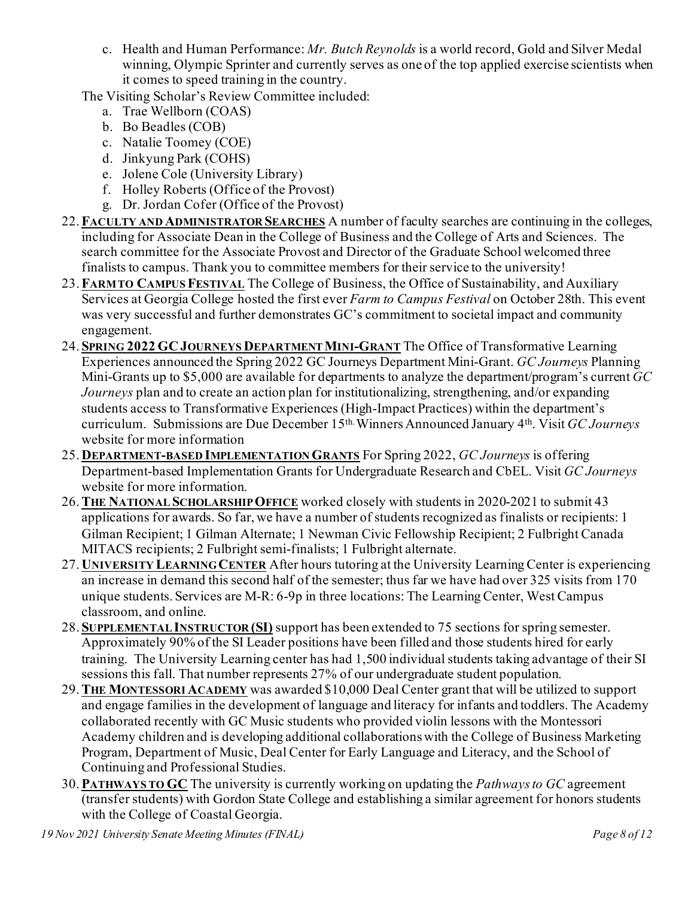c. Health and Human Performance: *Mr. Butch Reynolds* is a world record, Gold and Silver Medal winning, Olympic Sprinter and currently serves as one of the top applied exercise scientists when it comes to speed training in the country.

The Visiting Scholar's Review Committee included:

a. Trae Wellborn (COAS)
b. Bo Beadles (COB)
c. Natalie Toomey (COE)
d. Jinkyung Park (COHS)
e. Jolene Cole (University Library)
f. Holley Roberts (Office of the Provost)
g. Dr. Jordan Cofer (Office of the Provost)

22. **FACULTY AND ADMINISTRATOR SEARCHES** A number of faculty searches are continuing in the colleges, including for Associate Dean in the College of Business and the College of Arts and Sciences. The search committee for the Associate Provost and Director of the Graduate School welcomed three finalists to campus. Thank you to committee members for their service to the university!

23. **FARM TO CAMPUS FESTIVAL** The College of Business, the Office of Sustainability, and Auxiliary Services at Georgia College hosted the first ever *Farm to Campus Festival* on October 28th. This event was very successful and further demonstrates GC's commitment to societal impact and community engagement.

24. **SPRING 2022 GC JOURNEYS DEPARTMENT MINI-GRANT** The Office of Transformative Learning Experiences announced the Spring 2022 GC Journeys Department Mini-Grant. *GC Journeys* Planning Mini-Grants up to $5,000 are available for departments to analyze the department/program's current *GC Journeys* plan and to create an action plan for institutionalizing, strengthening, and/or expanding students access to Transformative Experiences (High-Impact Practices) within the department's curriculum. Submissions are Due December 15th. Winners Announced January 4th. Visit *GC Journeys* website for more information

25. **DEPARTMENT-BASED IMPLEMENTATION GRANTS** For Spring 2022, *GC Journeys* is offering Department-based Implementation Grants for Undergraduate Research and CbEL. Visit *GC Journeys* website for more information.

26. **THE NATIONAL SCHOLARSHIP OFFICE** worked closely with students in 2020-2021 to submit 43 applications for awards. So far, we have a number of students recognized as finalists or recipients: 1 Gilman Recipient; 1 Gilman Alternate; 1 Newman Civic Fellowship Recipient; 2 Fulbright Canada MITACS recipients; 2 Fulbright semi-finalists; 1 Fulbright alternate.

27. **UNIVERSITY LEARNING CENTER** After hours tutoring at the University Learning Center is experiencing an increase in demand this second half of the semester; thus far we have had over 325 visits from 170 unique students. Services are M-R: 6-9p in three locations: The Learning Center, West Campus classroom, and online.

28. **SUPPLEMENTAL INSTRUCTOR (SI)** support has been extended to 75 sections for spring semester. Approximately 90% of the SI Leader positions have been filled and those students hired for early training. The University Learning center has had 1,500 individual students taking advantage of their SI sessions this fall. That number represents 27% of our undergraduate student population.

29. **THE MONTESSORI ACADEMY** was awarded $10,000 Deal Center grant that will be utilized to support and engage families in the development of language and literacy for infants and toddlers. The Academy collaborated recently with GC Music students who provided violin lessons with the Montessori Academy children and is developing additional collaborations with the College of Business Marketing Program, Department of Music, Deal Center for Early Language and Literacy, and the School of Continuing and Professional Studies.

30. **PATHWAYS TO GC** The university is currently working on updating the *Pathways to GC* agreement (transfer students) with Gordon State College and establishing a similar agreement for honors students with the College of Coastal Georgia.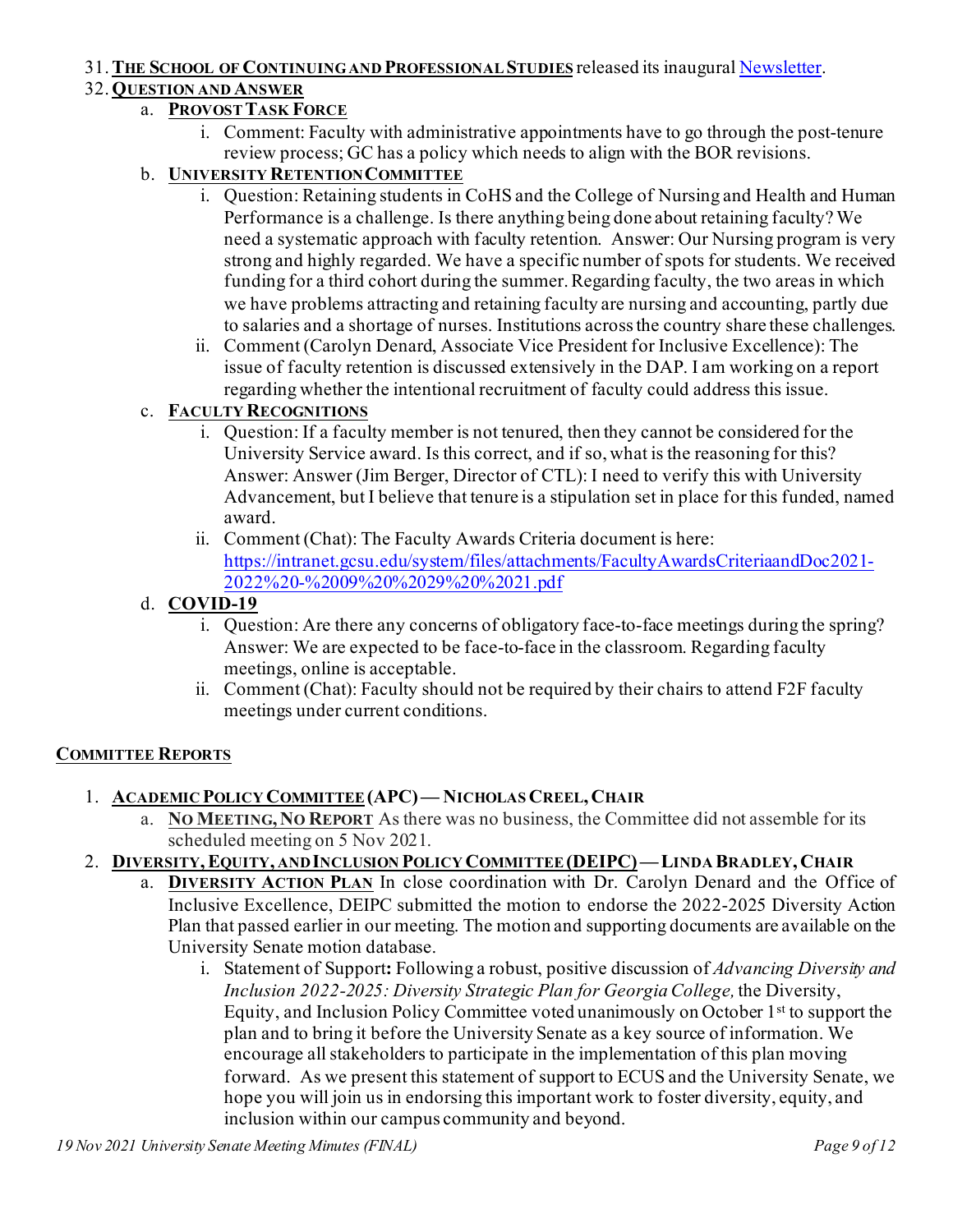31. **THE SCHOOL OF CONTINUING AND PROFESSIONAL STUDIES** released its inaugural [Newsletter](#).
32. **QUESTION AND ANSWER**
    a. **PROVOST TASK FORCE**
        i. Comment: Faculty with administrative appointments have to go through the post-tenure review process; GC has a policy which needs to align with the BOR revisions.
    b. **UNIVERSITY RETENTION COMMITTEE**
        i. Question: Retaining students in CoHS and the College of Nursing and Health and Human Performance is a challenge. Is there anything being done about retaining faculty? We need a systematic approach with faculty retention. Answer: Our Nursing program is very strong and highly regarded. We have a specific number of spots for students. We received funding for a third cohort during the summer. Regarding faculty, the two areas in which we have problems attracting and retaining faculty are nursing and accounting, partly due to salaries and a shortage of nurses. Institutions across the country share these challenges.
        ii. Comment (Carolyn Denard, Associate Vice President for Inclusive Excellence): The issue of faculty retention is discussed extensively in the DAP. I am working on a report regarding whether the intentional recruitment of faculty could address this issue.
    c. **FACULTY RECOGNITIONS**
        i. Question: If a faculty member is not tenured, then they cannot be considered for the University Service award. Is this correct, and if so, what is the reasoning for this? Answer: Answer (Jim Berger, Director of CTL): I need to verify this with University Advancement, but I believe that tenure is a stipulation set in place for this funded, named award.
        ii. Comment (Chat): The Faculty Awards Criteria document is here: [https://intranet.gcsu.edu/system/files/attachments/FacultyAwardsCriteriaandDoc2021-2022%20-%2009%20%2029%20%2021.pdf](https://intranet.gcsu.edu/system/files/attachments/FacultyAwardsCriteriaandDoc2021-2022%20-%2009%20%2029%20%2021.pdf)
    d. **COVID-19**
        i. Question: Are there any concerns of obligatory face-to-face meetings during the spring? Answer: We are expected to be face-to-face in the classroom. Regarding faculty meetings, online is acceptable.
        ii. Comment (Chat): Faculty should not be required by their chairs to attend F2F faculty meetings under current conditions.

## COMMITTEE REPORTS

1. **ACADEMIC POLICY COMMITTEE (APC) — NICHOLAS CREEL, CHAIR**
    a. **NO MEETING, NO REPORT** As there was no business, the Committee did not assemble for its scheduled meeting on 5 Nov 2021.
2. **DIVERSITY, EQUITY, AND INCLUSION POLICY COMMITTEE (DEIPC) — LINDA BRADLEY, CHAIR**
    a. **DIVERSITY ACTION PLAN** In close coordination with Dr. Carolyn Denard and the Office of Inclusive Excellence, DEIPC submitted the motion to endorse the 2022-2025 Diversity Action Plan that passed earlier in our meeting. The motion and supporting documents are available on the University Senate motion database.
        i. Statement of Support**:** Following a robust, positive discussion of *Advancing Diversity and Inclusion 2022-2025: Diversity Strategic Plan for Georgia College,* the Diversity, Equity, and Inclusion Policy Committee voted unanimously on October 1st to support the plan and to bring it before the University Senate as a key source of information. We encourage all stakeholders to participate in the implementation of this plan moving forward. As we present this statement of support to ECUS and the University Senate, we hope you will join us in endorsing this important work to foster diversity, equity, and inclusion within our campus community and beyond.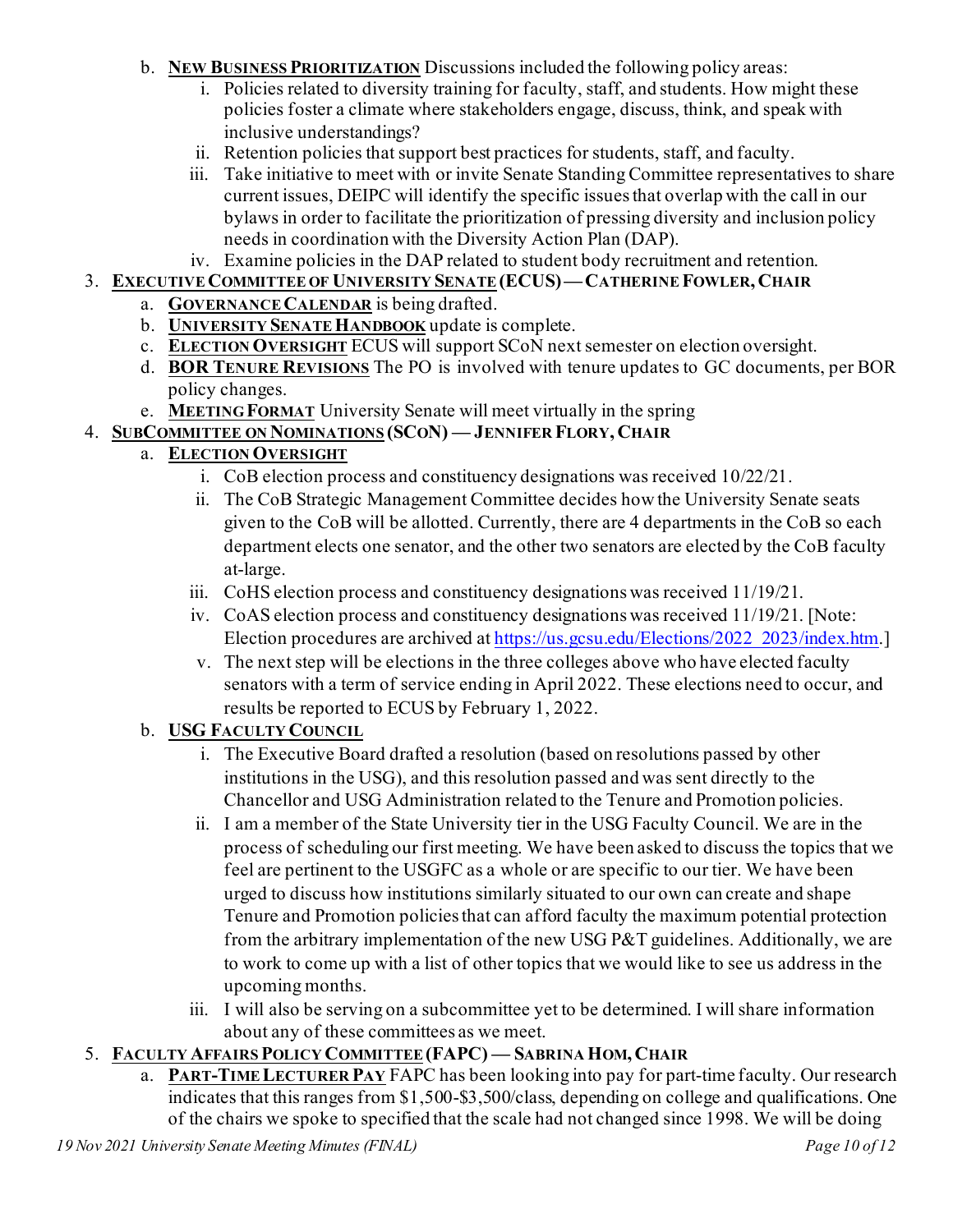b. **NEW BUSINESS PRIORITIZATION** Discussions included the following policy areas:
   i. Policies related to diversity training for faculty, staff, and students. How might these policies foster a climate where stakeholders engage, discuss, think, and speak with inclusive understandings?
   ii. Retention policies that support best practices for students, staff, and faculty.
   iii. Take initiative to meet with or invite Senate Standing Committee representatives to share current issues, DEIPC will identify the specific issues that overlap with the call in our bylaws in order to facilitate the prioritization of pressing diversity and inclusion policy needs in coordination with the Diversity Action Plan (DAP).
   iv. Examine policies in the DAP related to student body recruitment and retention.

3. **EXECUTIVE COMMITTEE OF UNIVERSITY SENATE (ECUS) — CATHERINE FOWLER, CHAIR**
   a. **GOVERNANCE CALENDAR** is being drafted.
   b. **UNIVERSITY SENATE HANDBOOK** update is complete.
   c. **ELECTION OVERSIGHT** ECUS will support SCoN next semester on election oversight.
   d. **BOR TENURE REVISIONS** The PO is involved with tenure updates to GC documents, per BOR policy changes.
   e. **MEETING FORMAT** University Senate will meet virtually in the spring

4. **SUBCOMMITTEE ON NOMINATIONS (SCON) — JENNIFER FLORY, CHAIR**
   a. **ELECTION OVERSIGHT**
      i. CoB election process and constituency designations was received 10/22/21.
      ii. The CoB Strategic Management Committee decides how the University Senate seats given to the CoB will be allotted. Currently, there are 4 departments in the CoB so each department elects one senator, and the other two senators are elected by the CoB faculty at-large.
      iii. CoHS election process and constituency designations was received 11/19/21.
      iv. CoAS election process and constituency designations was received 11/19/21. [Note: Election procedures are archived at https://us.gcsu.edu/Elections/2022_2023/index.htm.]
      v. The next step will be elections in the three colleges above who have elected faculty senators with a term of service ending in April 2022. These elections need to occur, and results be reported to ECUS by February 1, 2022.
   b. **USG FACULTY COUNCIL**
      i. The Executive Board drafted a resolution (based on resolutions passed by other institutions in the USG), and this resolution passed and was sent directly to the Chancellor and USG Administration related to the Tenure and Promotion policies.
      ii. I am a member of the State University tier in the USG Faculty Council. We are in the process of scheduling our first meeting. We have been asked to discuss the topics that we feel are pertinent to the USGFC as a whole or are specific to our tier. We have been urged to discuss how institutions similarly situated to our own can create and shape Tenure and Promotion policies that can afford faculty the maximum potential protection from the arbitrary implementation of the new USG P&T guidelines. Additionally, we are to work to come up with a list of other topics that we would like to see us address in the upcoming months.
      iii. I will also be serving on a subcommittee yet to be determined. I will share information about any of these committees as we meet.

5. **FACULTY AFFAIRS POLICY COMMITTEE (FAPC) — SABRINA HOM, CHAIR**
   a. **PART-TIME LECTURER PAY** FAPC has been looking into pay for part-time faculty. Our research indicates that this ranges from $1,500-$3,500/class, depending on college and qualifications. One of the chairs we spoke to specified that the scale had not changed since 1998. We will be doing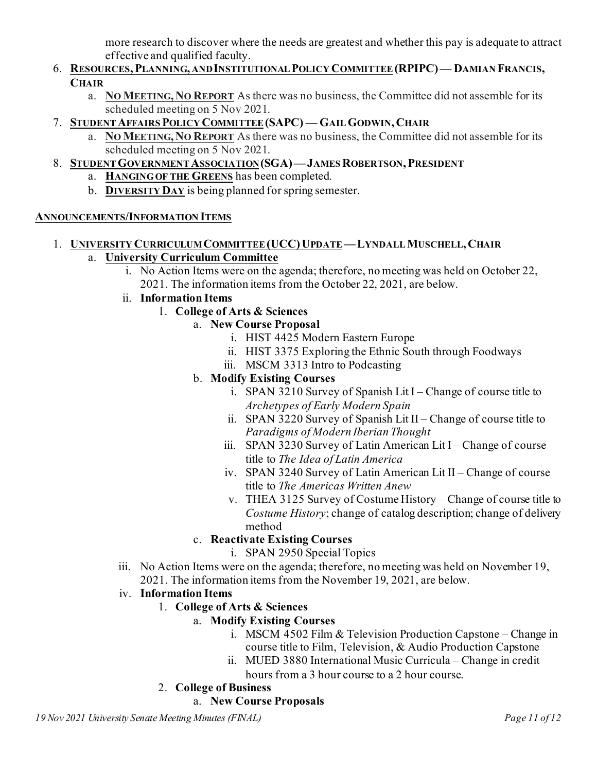more research to discover where the needs are greatest and whether this pay is adequate to attract effective and qualified faculty.

6. **RESOURCES, PLANNING, AND INSTITUTIONAL POLICY COMMITTEE (RPIPC) — DAMIAN FRANCIS, CHAIR**
   a. **NO MEETING, NO REPORT** As there was no business, the Committee did not assemble for its scheduled meeting on 5 Nov 2021.
7. **STUDENT AFFAIRS POLICY COMMITTEE (SAPC) — GAIL GODWIN, CHAIR**
   a. **NO MEETING, NO REPORT** As there was no business, the Committee did not assemble for its scheduled meeting on 5 Nov 2021.
8. **STUDENT GOVERNMENT ASSOCIATION (SGA) — JAMES ROBERTSON, PRESIDENT**
   a. **HANGING OF THE GREENS** has been completed.
   b. **DIVERSITY DAY** is being planned for spring semester.

**ANNOUNCEMENTS/INFORMATION ITEMS**

1. **UNIVERSITY CURRICULUM COMMITTEE (UCC) UPDATE — LYNDALL MUSCHELL, CHAIR**
   a. **University Curriculum Committee**
      i. No Action Items were on the agenda; therefore, no meeting was held on October 22, 2021. The information items from the October 22, 2021, are below.
      ii. **Information Items**
         1. **College of Arts & Sciences**
            a. **New Course Proposal**
               i. HIST 4425 Modern Eastern Europe
               ii. HIST 3375 Exploring the Ethnic South through Foodways
               iii. MSCM 3313 Intro to Podcasting
            b. **Modify Existing Courses**
               i. SPAN 3210 Survey of Spanish Lit I – Change of course title to *Archetypes of Early Modern Spain*
               ii. SPAN 3220 Survey of Spanish Lit II – Change of course title to *Paradigms of Modern Iberian Thought*
               iii. SPAN 3230 Survey of Latin American Lit I – Change of course title to *The Idea of Latin America*
               iv. SPAN 3240 Survey of Latin American Lit II – Change of course title to *The Americas Written Anew*
               v. THEA 3125 Survey of Costume History – Change of course title to *Costume History*; change of catalog description; change of delivery method
            c. **Reactivate Existing Courses**
               i. SPAN 2950 Special Topics
      iii. No Action Items were on the agenda; therefore, no meeting was held on November 19, 2021. The information items from the November 19, 2021, are below.
      iv. **Information Items**
         1. **College of Arts & Sciences**
            a. **Modify Existing Courses**
               i. MSCM 4502 Film & Television Production Capstone – Change in course title to Film, Television, & Audio Production Capstone
               ii. MUED 3880 International Music Curricula – Change in credit hours from a 3 hour course to a 2 hour course.
         2. **College of Business**
            a. **New Course Proposals**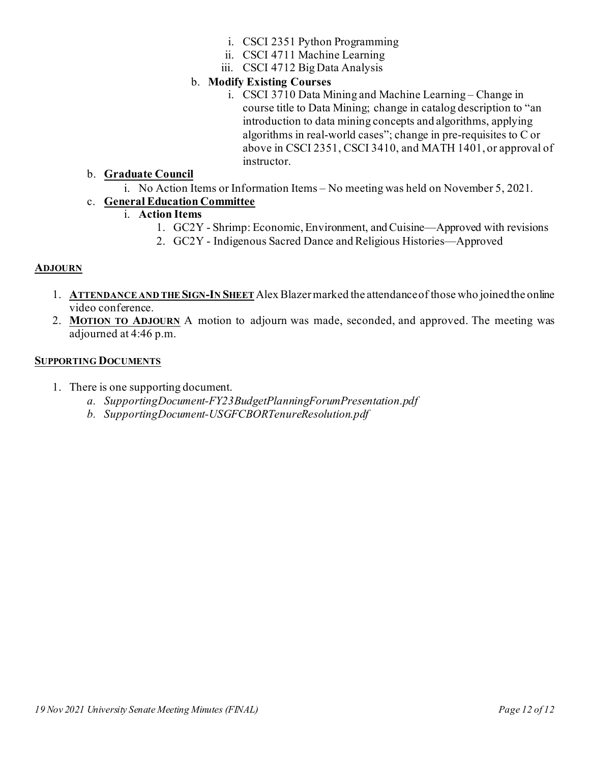i. CSCI 2351 Python Programming
   ii. CSCI 4711 Machine Learning
   iii. CSCI 4712 Big Data Analysis

  b. **Modify Existing Courses**
   i. CSCI 3710 Data Mining and Machine Learning – Change in course title to Data Mining; change in catalog description to "an introduction to data mining concepts and algorithms, applying algorithms in real-world cases"; change in pre-requisites to C or above in CSCI 2351, CSCI 3410, and MATH 1401, or approval of instructor.

b. **Graduate Council**
  i. No Action Items or Information Items – No meeting was held on November 5, 2021.

c. **General Education Committee**
  i. **Action Items**
   1. GC2Y - Shrimp: Economic, Environment, and Cuisine—Approved with revisions
   2. GC2Y - Indigenous Sacred Dance and Religious Histories—Approved

## ADJOURN

1. **ATTENDANCE AND THE SIGN-IN SHEET** Alex Blazer marked the attendance of those who joined the online video conference.
2. **MOTION TO ADJOURN** A motion to adjourn was made, seconded, and approved. The meeting was adjourned at 4:46 p.m.

## SUPPORTING DOCUMENTS

1. There is one supporting document.
   a. *SupportingDocument-FY23BudgetPlanningForumPresentation.pdf*
   b. *SupportingDocument-USGFCBORTenureResolution.pdf*